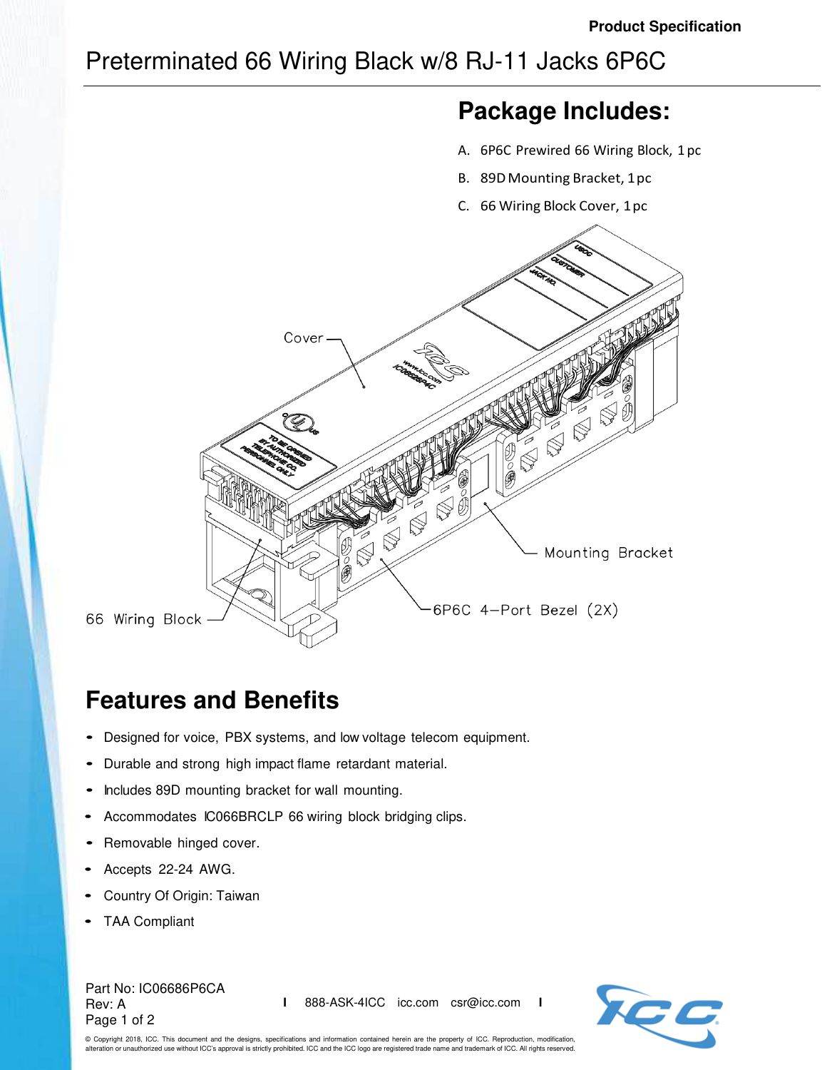Product Specification

# Preterminated 66 Wiring Black w/8 RJ-11 Jacks 6P6C

## Package Includes:

A. 6P6C Prewired 66 Wiring Block, 1 pc

B. 89D Mounting Bracket, 1 pc

C. 66 Wiring Block Cover, 1 pc

Cover

Mounting Bracket

66 Wiring Block

6P6C 4–Port Bezel (2X)

## Features and Benefits

- Designed for voice, PBX systems, and low voltage telecom equipment.
- Durable and strong high impact flame retardant material.
- Includes 89D mounting bracket for wall mounting.
- Accommodates IC066BRCLP 66 wiring block bridging clips.
- Removable hinged cover.
- Accepts 22-24 AWG.
- Country Of Origin: Taiwan
- TAA Compliant

Part No: IC06686P6CA
Rev: A

888-ASK-4ICC icc.com csr@icc.com

© Copyright 2018, ICC. This document and the designs, specifications and information contained herein are the property of ICC. Reproduction, modification, alteration or unauthorized use without ICC's approval is strictly prohibited. ICC and the ICC logo are registered trade name and trademark of ICC. All rights reserved.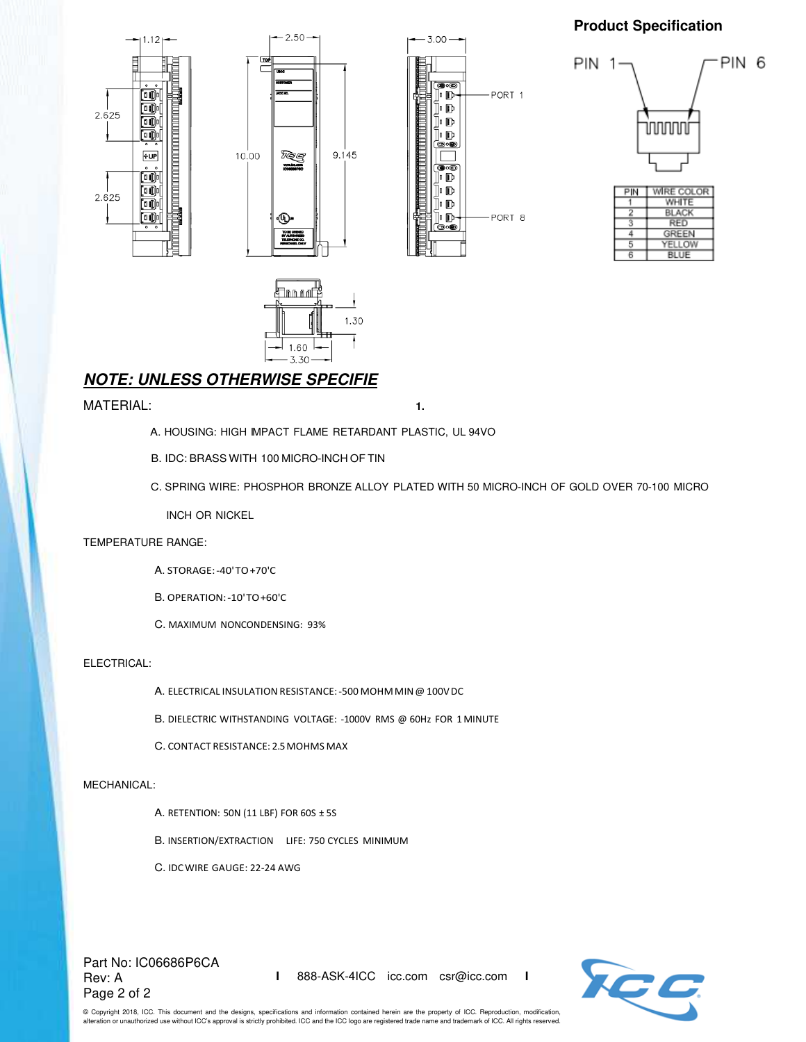1.12

2.50

3.00

**Product Specification**

2.625

10.00

9.145

PORT 1

2.625

PORT 8

PIN 1

PIN 6

| PIN | WIRE COLOR |
|---|---|
| 1 | WHITE |
| 2 | BLACK |
| 3 | RED |
| 4 | GREEN |
| 5 | YELLOW |
| 6 | BLUE |

1.30

1.60

3.30

## *NOTE: UNLESS OTHERWISE SPECIFIE*

MATERIAL: **1.**

A. HOUSING: HIGH IMPACT FLAME RETARDANT PLASTIC, UL 94VO

B. IDC: BRASS WITH 100 MICRO-INCH OF TIN

C. SPRING WIRE: PHOSPHOR BRONZE ALLOY PLATED WITH 50 MICRO-INCH OF GOLD OVER 70-100 MICRO INCH OR NICKEL

TEMPERATURE RANGE:

A. STORAGE: -40'TO +70'C

B. OPERATION: -10'TO +60'C

C. MAXIMUM NONCONDENSING: 93%

ELECTRICAL:

A. ELECTRICAL INSULATION RESISTANCE: -500 MOHM MIN @ 100V DC

B. DIELECTRIC WITHSTANDING VOLTAGE: -1000V RMS @ 60Hz FOR 1 MINUTE

C. CONTACT RESISTANCE: 2.5 MOHMS MAX

MECHANICAL:

A. RETENTION: 50N (11 LBF) FOR 60S ± 5S

B. INSERTION/EXTRACTION LIFE: 750 CYCLES MINIMUM

C. IDC WIRE GAUGE: 22-24 AWG

Part No: IC06686P6CA
Rev: A

888-ASK-4ICC icc.com csr@icc.com

© Copyright 2018, ICC. This document and the designs, specifications and information contained herein are the property of ICC. Reproduction, modification, alteration or unauthorized use without ICC's approval is strictly prohibited. ICC and the ICC logo are registered trade name and trademark of ICC. All rights reserved.